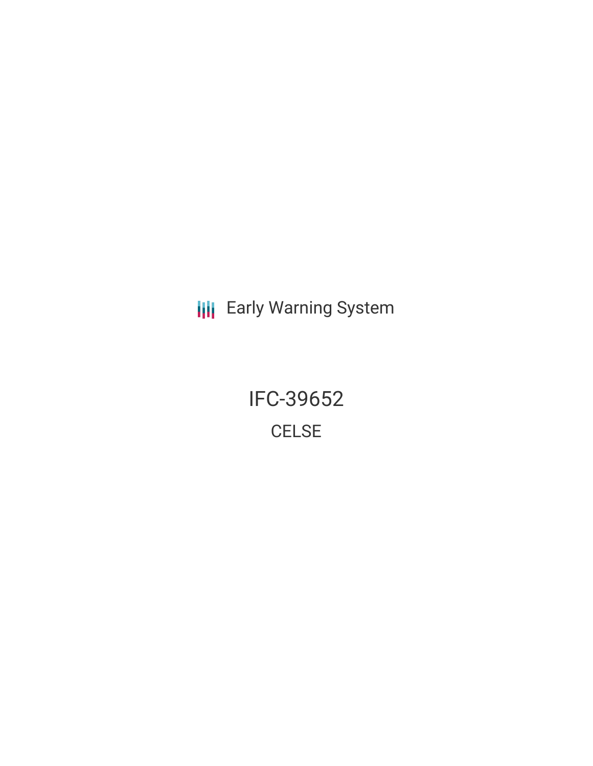Early Warning System

# IFC-39652

## CELSE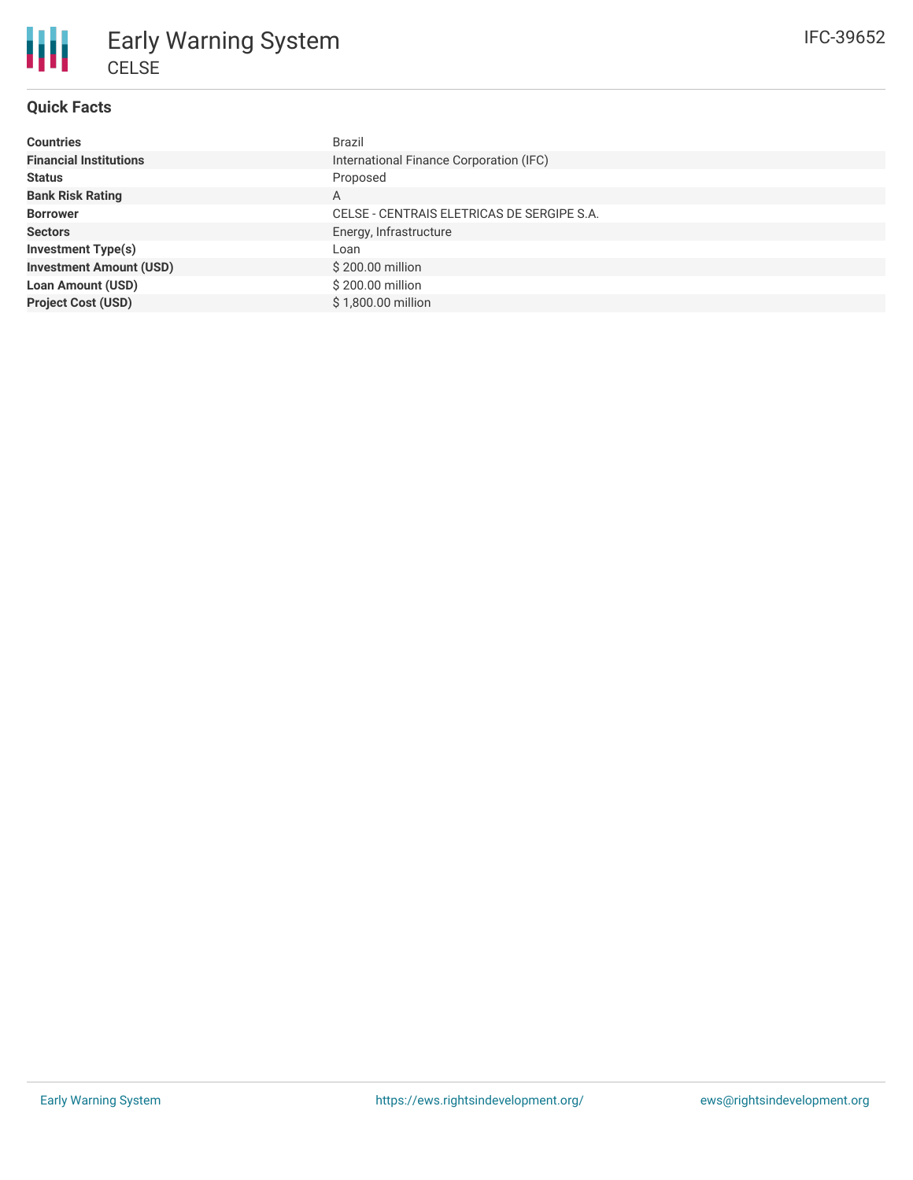# Early Warning System

CELSE

IFC-39652

## Quick Facts

| | |
|---|---|
| **Countries** | Brazil |
| **Financial Institutions** | International Finance Corporation (IFC) |
| **Status** | Proposed |
| **Bank Risk Rating** | A |
| **Borrower** | CELSE - CENTRAIS ELETRICAS DE SERGIPE S.A. |
| **Sectors** | Energy, Infrastructure |
| **Investment Type(s)** | Loan |
| **Investment Amount (USD)** | $ 200.00 million |
| **Loan Amount (USD)** | $ 200.00 million |
| **Project Cost (USD)** | $ 1,800.00 million |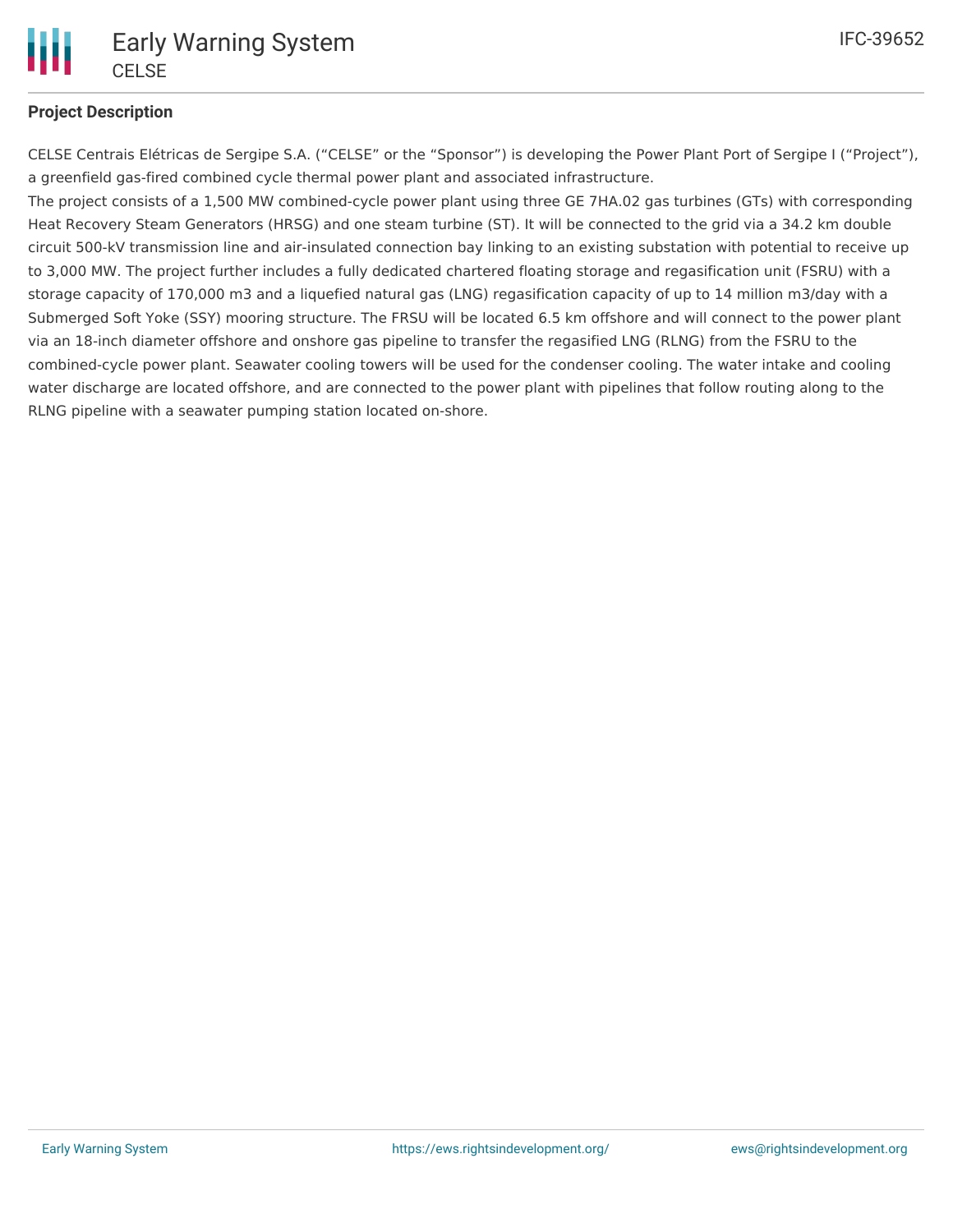## Project Description

CELSE Centrais Elétricas de Sergipe S.A. ("CELSE" or the "Sponsor") is developing the Power Plant Port of Sergipe I ("Project"), a greenfield gas-fired combined cycle thermal power plant and associated infrastructure.

The project consists of a 1,500 MW combined-cycle power plant using three GE 7HA.02 gas turbines (GTs) with corresponding Heat Recovery Steam Generators (HRSG) and one steam turbine (ST). It will be connected to the grid via a 34.2 km double circuit 500-kV transmission line and air-insulated connection bay linking to an existing substation with potential to receive up to 3,000 MW. The project further includes a fully dedicated chartered floating storage and regasification unit (FSRU) with a storage capacity of 170,000 m3 and a liquefied natural gas (LNG) regasification capacity of up to 14 million m3/day with a Submerged Soft Yoke (SSY) mooring structure. The FRSU will be located 6.5 km offshore and will connect to the power plant via an 18-inch diameter offshore and onshore gas pipeline to transfer the regasified LNG (RLNG) from the FSRU to the combined-cycle power plant. Seawater cooling towers will be used for the condenser cooling. The water intake and cooling water discharge are located offshore, and are connected to the power plant with pipelines that follow routing along to the RLNG pipeline with a seawater pumping station located on-shore.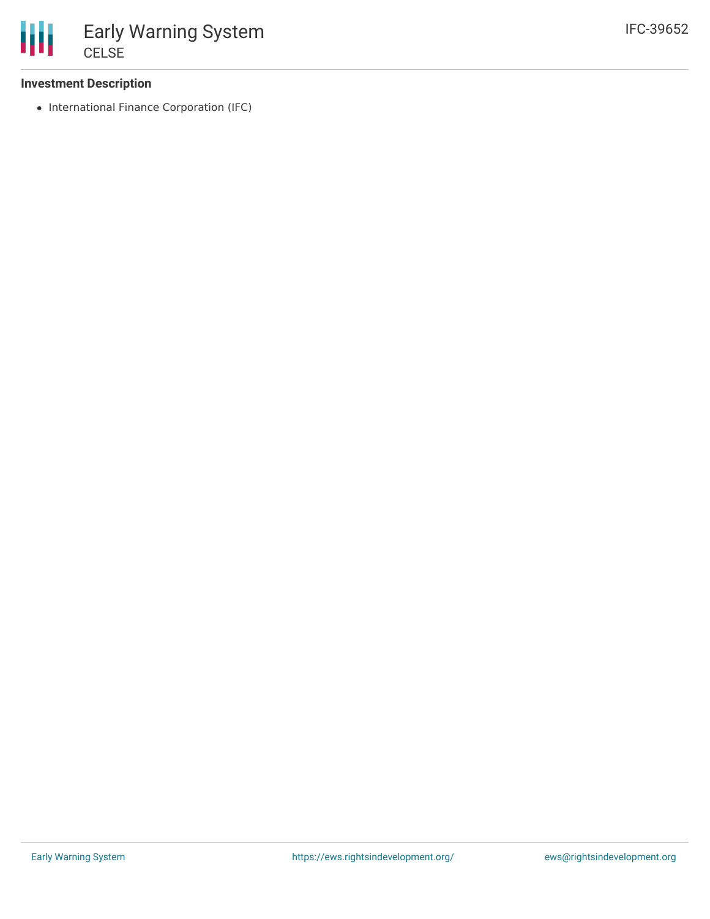### Investment Description

- International Finance Corporation (IFC)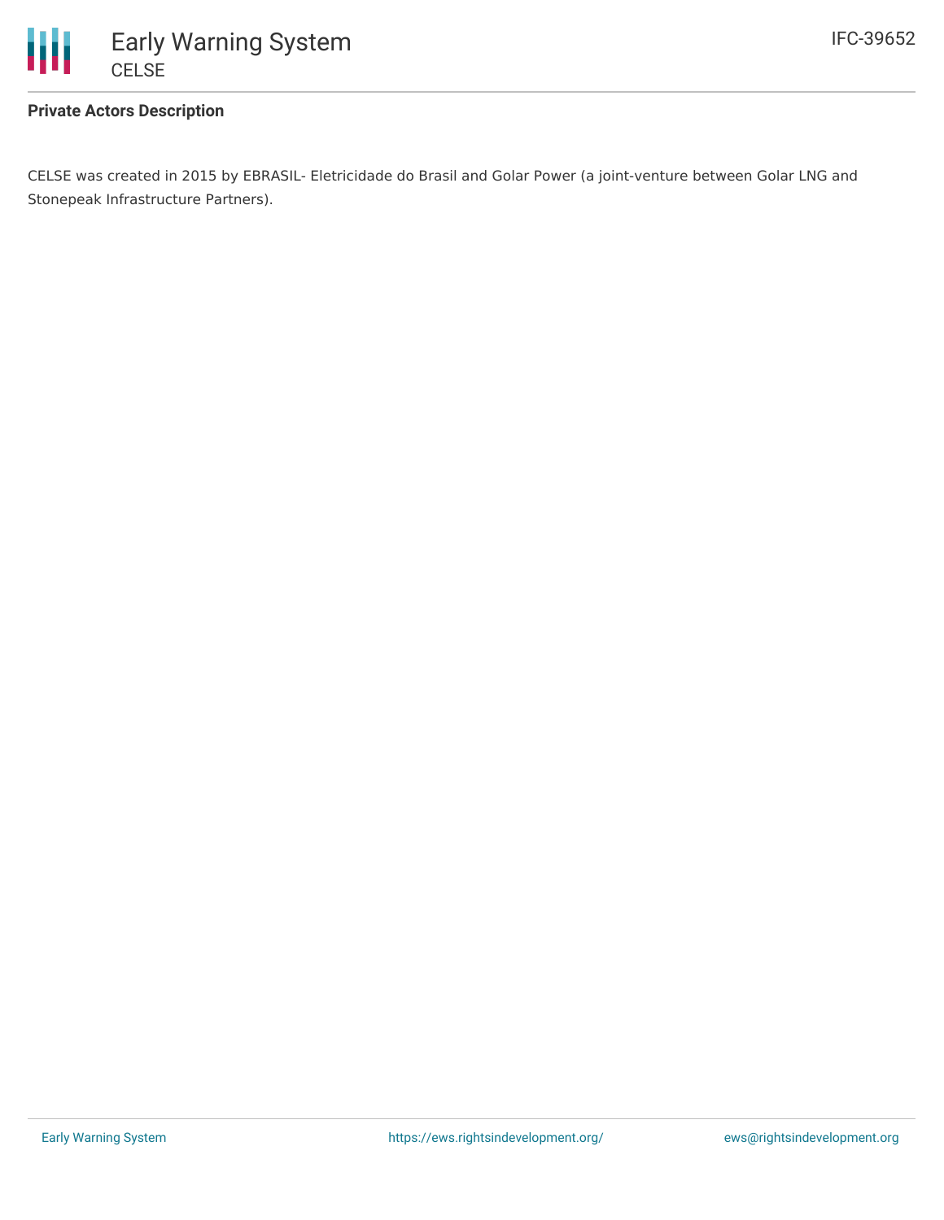**Private Actors Description**

CELSE was created in 2015 by EBRASIL- Eletricidade do Brasil and Golar Power (a joint-venture between Golar LNG and Stonepeak Infrastructure Partners).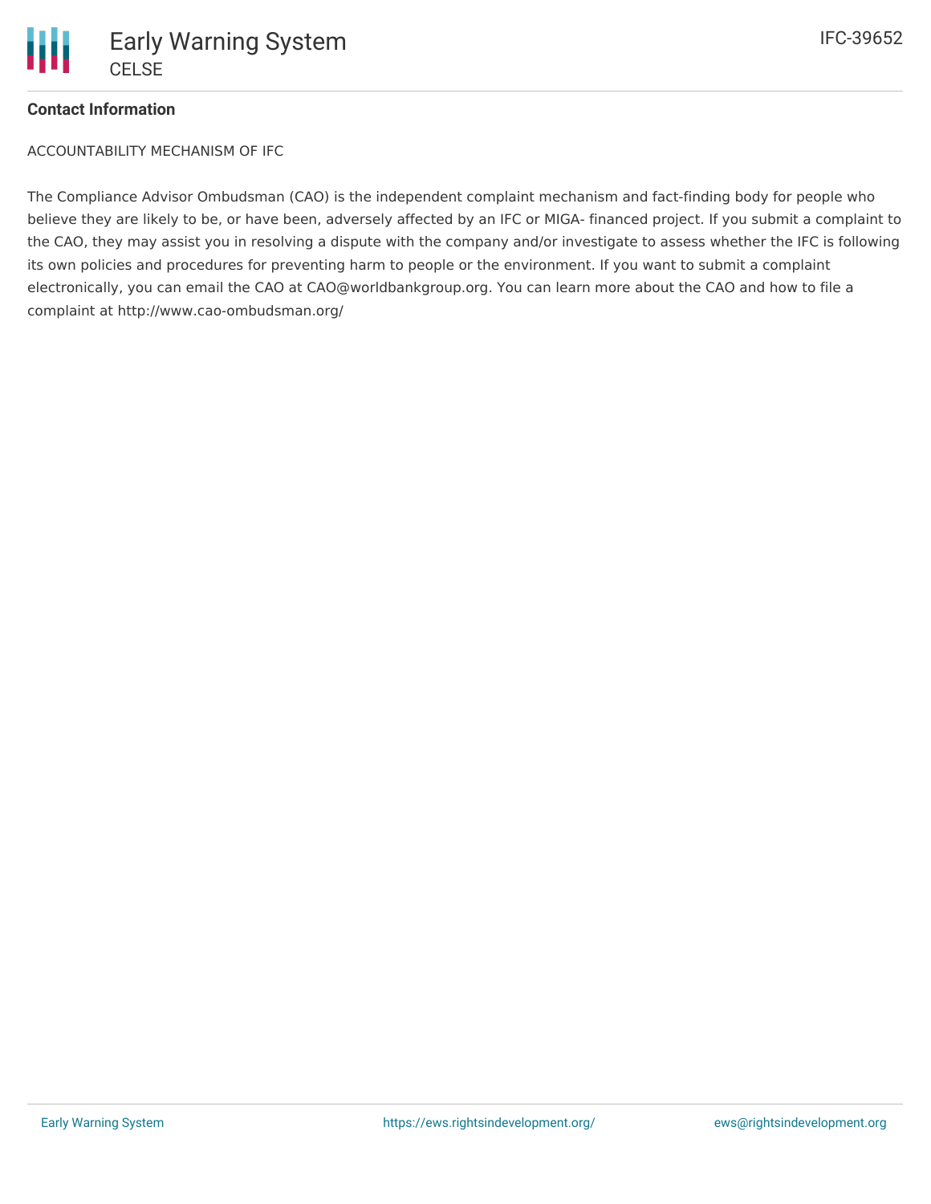**Contact Information**

ACCOUNTABILITY MECHANISM OF IFC

The Compliance Advisor Ombudsman (CAO) is the independent complaint mechanism and fact-finding body for people who believe they are likely to be, or have been, adversely affected by an IFC or MIGA- financed project. If you submit a complaint to the CAO, they may assist you in resolving a dispute with the company and/or investigate to assess whether the IFC is following its own policies and procedures for preventing harm to people or the environment. If you want to submit a complaint electronically, you can email the CAO at CAO@worldbankgroup.org. You can learn more about the CAO and how to file a complaint at http://www.cao-ombudsman.org/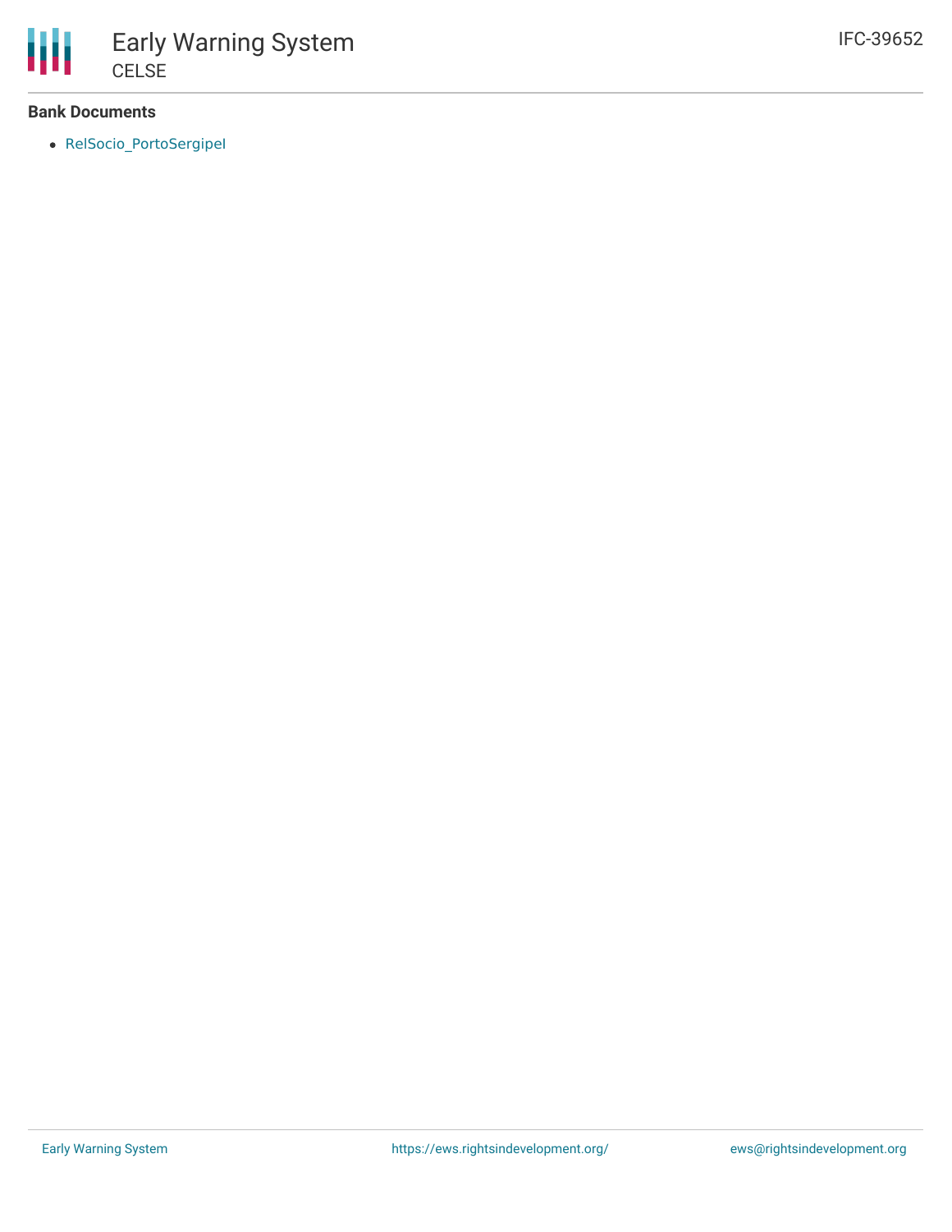**Bank Documents**

- RelSocio_PortoSergipeI